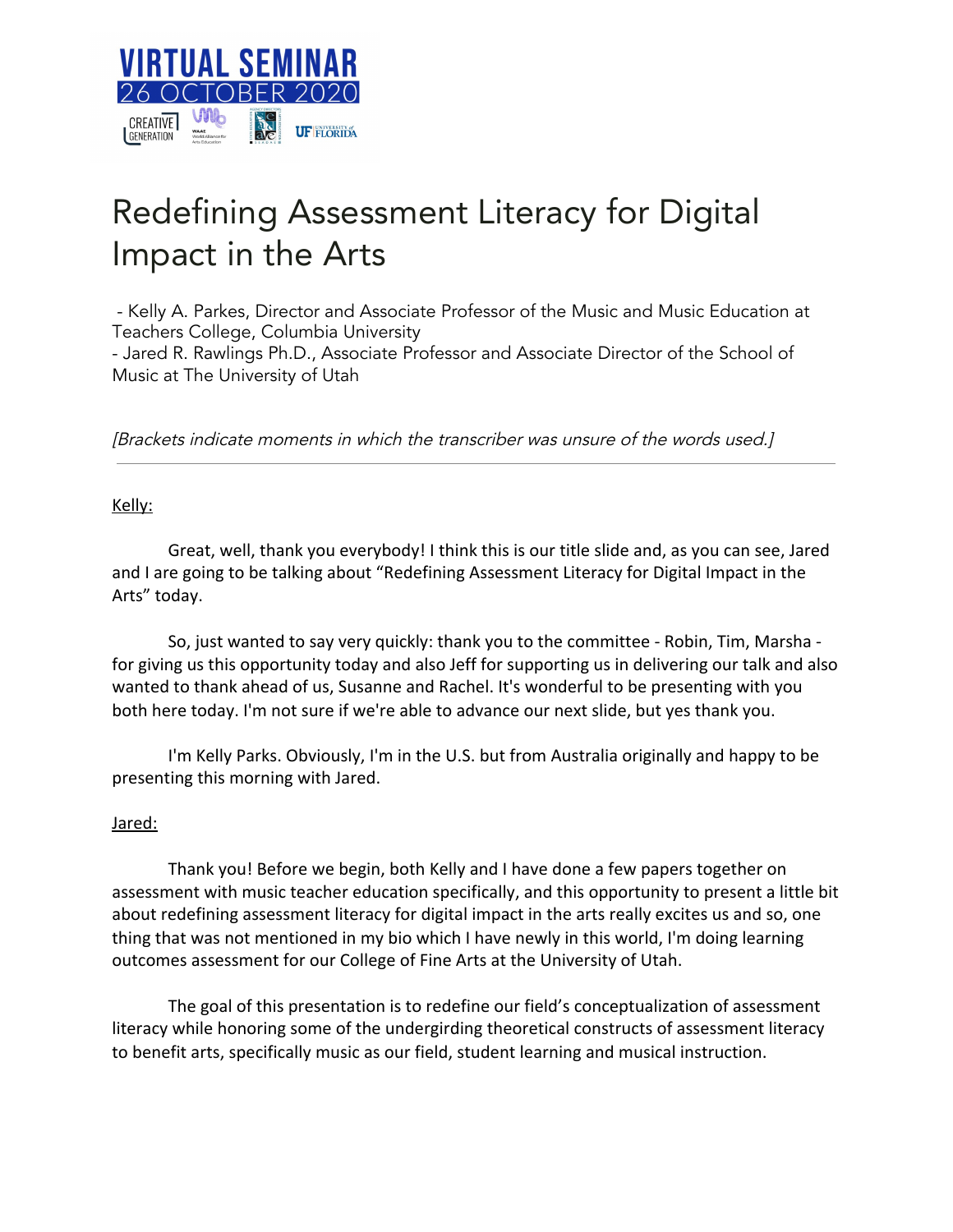# Redefining Assessment Literacy for Digital Impact in the Arts

- Kelly A. Parkes, Director and Associate Professor of the Music and Music Education at Teachers College, Columbia University
- Jared R. Rawlings Ph.D., Associate Professor and Associate Director of the School of Music at The University of Utah

*[Brackets indicate moments in which the transcriber was unsure of the words used.]*

---

Kelly:

Great, well, thank you everybody! I think this is our title slide and, as you can see, Jared and I are going to be talking about "Redefining Assessment Literacy for Digital Impact in the Arts" today.

So, just wanted to say very quickly: thank you to the committee - Robin, Tim, Marsha - for giving us this opportunity today and also Jeff for supporting us in delivering our talk and also wanted to thank ahead of us, Susanne and Rachel. It's wonderful to be presenting with you both here today. I'm not sure if we're able to advance our next slide, but yes thank you.

I'm Kelly Parks. Obviously, I'm in the U.S. but from Australia originally and happy to be presenting this morning with Jared.

Jared:

Thank you! Before we begin, both Kelly and I have done a few papers together on assessment with music teacher education specifically, and this opportunity to present a little bit about redefining assessment literacy for digital impact in the arts really excites us and so, one thing that was not mentioned in my bio which I have newly in this world, I'm doing learning outcomes assessment for our College of Fine Arts at the University of Utah.

The goal of this presentation is to redefine our field's conceptualization of assessment literacy while honoring some of the undergirding theoretical constructs of assessment literacy to benefit arts, specifically music as our field, student learning and musical instruction.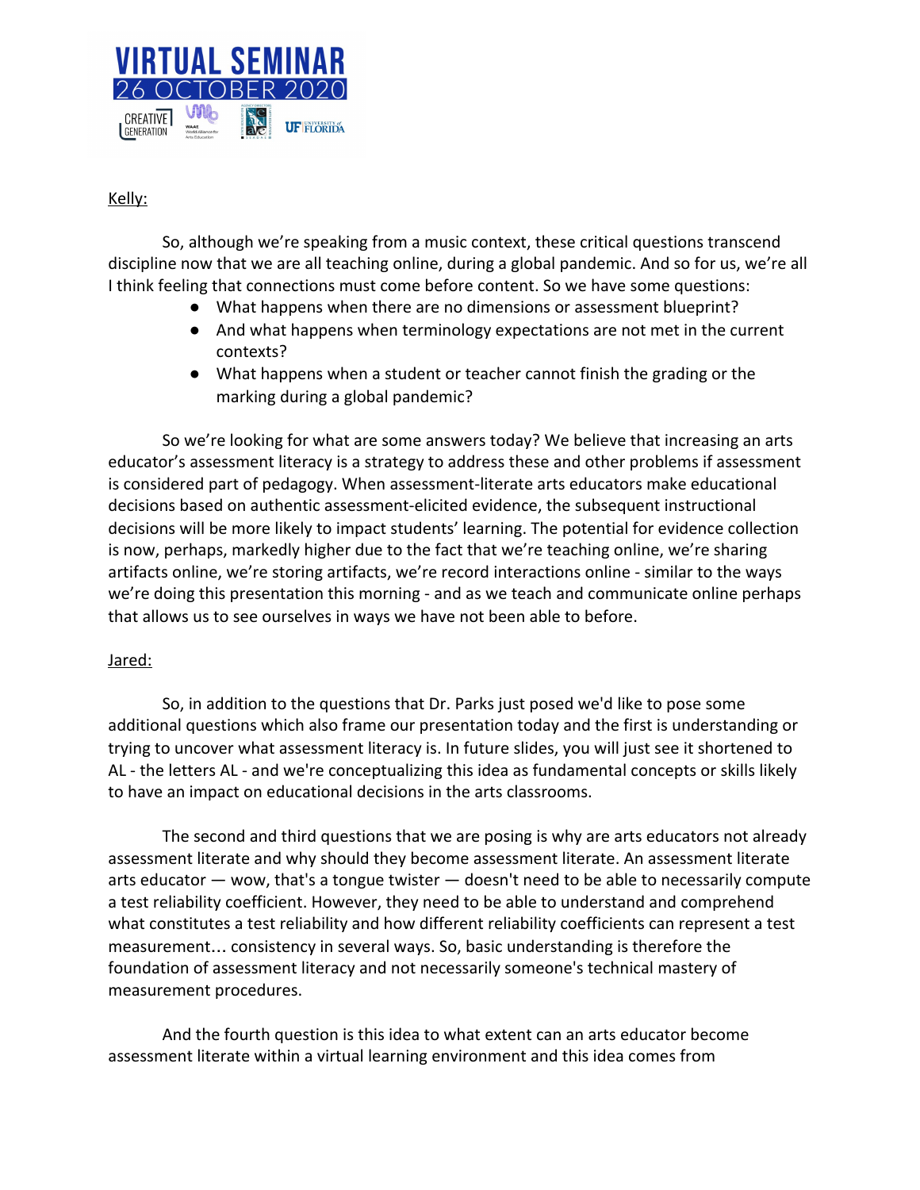Kelly:

So, although we're speaking from a music context, these critical questions transcend discipline now that we are all teaching online, during a global pandemic. And so for us, we're all I think feeling that connections must come before content. So we have some questions:

- What happens when there are no dimensions or assessment blueprint?
- And what happens when terminology expectations are not met in the current contexts?
- What happens when a student or teacher cannot finish the grading or the marking during a global pandemic?

So we're looking for what are some answers today? We believe that increasing an arts educator's assessment literacy is a strategy to address these and other problems if assessment is considered part of pedagogy. When assessment-literate arts educators make educational decisions based on authentic assessment-elicited evidence, the subsequent instructional decisions will be more likely to impact students' learning. The potential for evidence collection is now, perhaps, markedly higher due to the fact that we're teaching online, we're sharing artifacts online, we're storing artifacts, we're record interactions online - similar to the ways we're doing this presentation this morning - and as we teach and communicate online perhaps that allows us to see ourselves in ways we have not been able to before.

Jared:

So, in addition to the questions that Dr. Parks just posed we'd like to pose some additional questions which also frame our presentation today and the first is understanding or trying to uncover what assessment literacy is. In future slides, you will just see it shortened to AL - the letters AL - and we're conceptualizing this idea as fundamental concepts or skills likely to have an impact on educational decisions in the arts classrooms.

The second and third questions that we are posing is why are arts educators not already assessment literate and why should they become assessment literate. An assessment literate arts educator — wow, that's a tongue twister — doesn't need to be able to necessarily compute a test reliability coefficient. However, they need to be able to understand and comprehend what constitutes a test reliability and how different reliability coefficients can represent a test measurement… consistency in several ways. So, basic understanding is therefore the foundation of assessment literacy and not necessarily someone's technical mastery of measurement procedures.

And the fourth question is this idea to what extent can an arts educator become assessment literate within a virtual learning environment and this idea comes from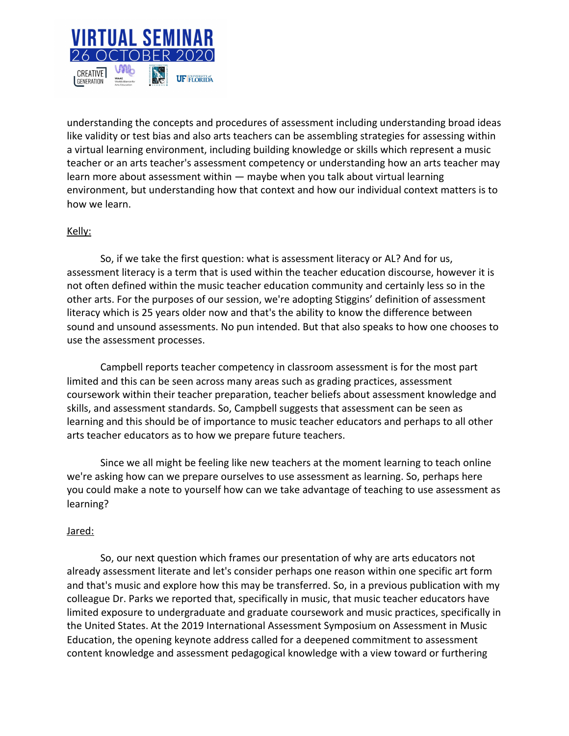understanding the concepts and procedures of assessment including understanding broad ideas like validity or test bias and also arts teachers can be assembling strategies for assessing within a virtual learning environment, including building knowledge or skills which represent a music teacher or an arts teacher's assessment competency or understanding how an arts teacher may learn more about assessment within — maybe when you talk about virtual learning environment, but understanding how that context and how our individual context matters is to how we learn.

Kelly:

So, if we take the first question: what is assessment literacy or AL? And for us, assessment literacy is a term that is used within the teacher education discourse, however it is not often defined within the music teacher education community and certainly less so in the other arts. For the purposes of our session, we're adopting Stiggins' definition of assessment literacy which is 25 years older now and that's the ability to know the difference between sound and unsound assessments. No pun intended. But that also speaks to how one chooses to use the assessment processes.

Campbell reports teacher competency in classroom assessment is for the most part limited and this can be seen across many areas such as grading practices, assessment coursework within their teacher preparation, teacher beliefs about assessment knowledge and skills, and assessment standards. So, Campbell suggests that assessment can be seen as learning and this should be of importance to music teacher educators and perhaps to all other arts teacher educators as to how we prepare future teachers.

Since we all might be feeling like new teachers at the moment learning to teach online we're asking how can we prepare ourselves to use assessment as learning. So, perhaps here you could make a note to yourself how can we take advantage of teaching to use assessment as learning?

Jared:

So, our next question which frames our presentation of why are arts educators not already assessment literate and let's consider perhaps one reason within one specific art form and that's music and explore how this may be transferred. So, in a previous publication with my colleague Dr. Parks we reported that, specifically in music, that music teacher educators have limited exposure to undergraduate and graduate coursework and music practices, specifically in the United States. At the 2019 International Assessment Symposium on Assessment in Music Education, the opening keynote address called for a deepened commitment to assessment content knowledge and assessment pedagogical knowledge with a view toward or furthering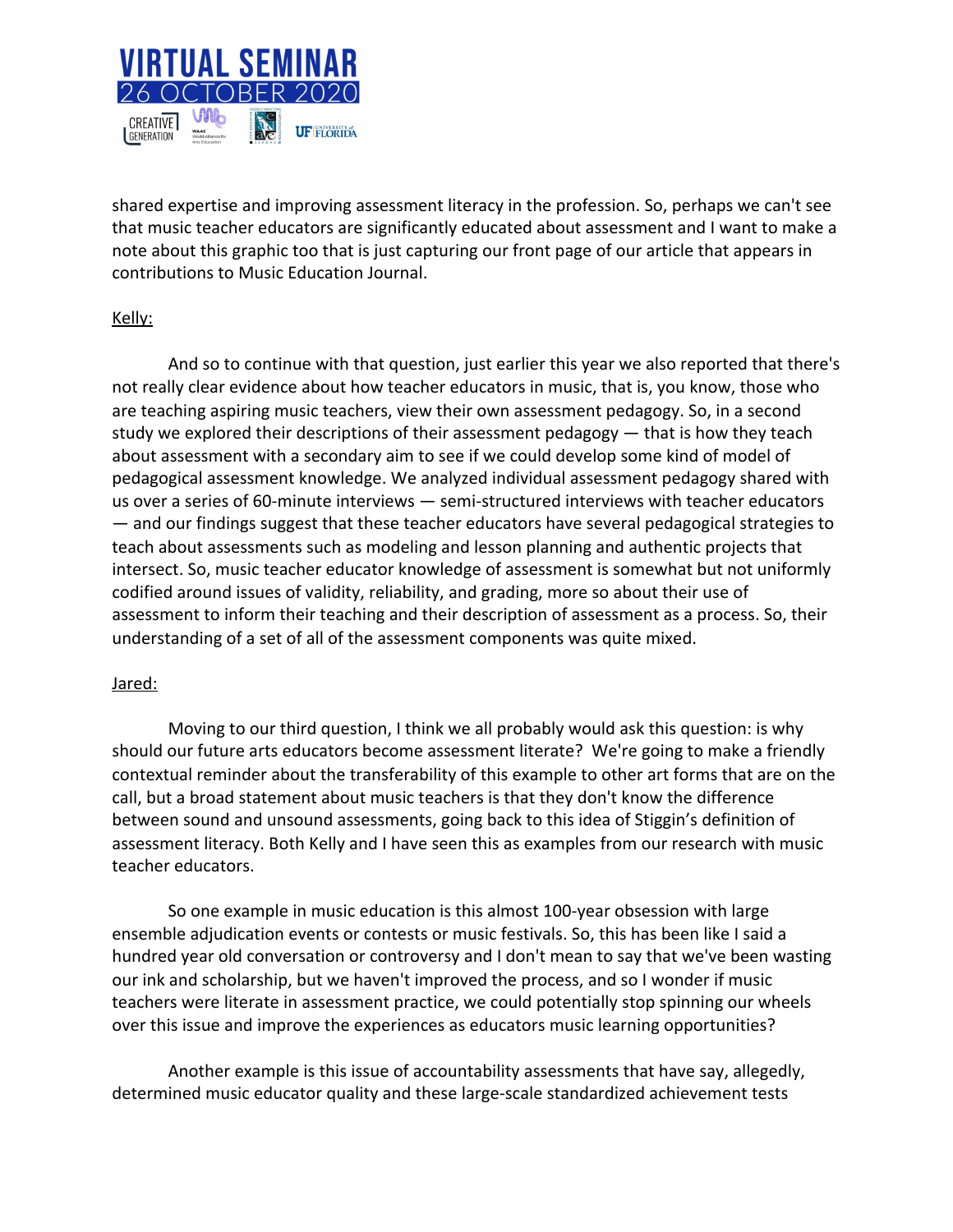shared expertise and improving assessment literacy in the profession. So, perhaps we can't see that music teacher educators are significantly educated about assessment and I want to make a note about this graphic too that is just capturing our front page of our article that appears in contributions to Music Education Journal.

Kelly:

And so to continue with that question, just earlier this year we also reported that there's not really clear evidence about how teacher educators in music, that is, you know, those who are teaching aspiring music teachers, view their own assessment pedagogy. So, in a second study we explored their descriptions of their assessment pedagogy — that is how they teach about assessment with a secondary aim to see if we could develop some kind of model of pedagogical assessment knowledge. We analyzed individual assessment pedagogy shared with us over a series of 60-minute interviews — semi-structured interviews with teacher educators — and our findings suggest that these teacher educators have several pedagogical strategies to teach about assessments such as modeling and lesson planning and authentic projects that intersect. So, music teacher educator knowledge of assessment is somewhat but not uniformly codified around issues of validity, reliability, and grading, more so about their use of assessment to inform their teaching and their description of assessment as a process. So, their understanding of a set of all of the assessment components was quite mixed.

Jared:

Moving to our third question, I think we all probably would ask this question: is why should our future arts educators become assessment literate? We're going to make a friendly contextual reminder about the transferability of this example to other art forms that are on the call, but a broad statement about music teachers is that they don't know the difference between sound and unsound assessments, going back to this idea of Stiggin's definition of assessment literacy. Both Kelly and I have seen this as examples from our research with music teacher educators.

So one example in music education is this almost 100-year obsession with large ensemble adjudication events or contests or music festivals. So, this has been like I said a hundred year old conversation or controversy and I don't mean to say that we've been wasting our ink and scholarship, but we haven't improved the process, and so I wonder if music teachers were literate in assessment practice, we could potentially stop spinning our wheels over this issue and improve the experiences as educators music learning opportunities?

Another example is this issue of accountability assessments that have say, allegedly, determined music educator quality and these large-scale standardized achievement tests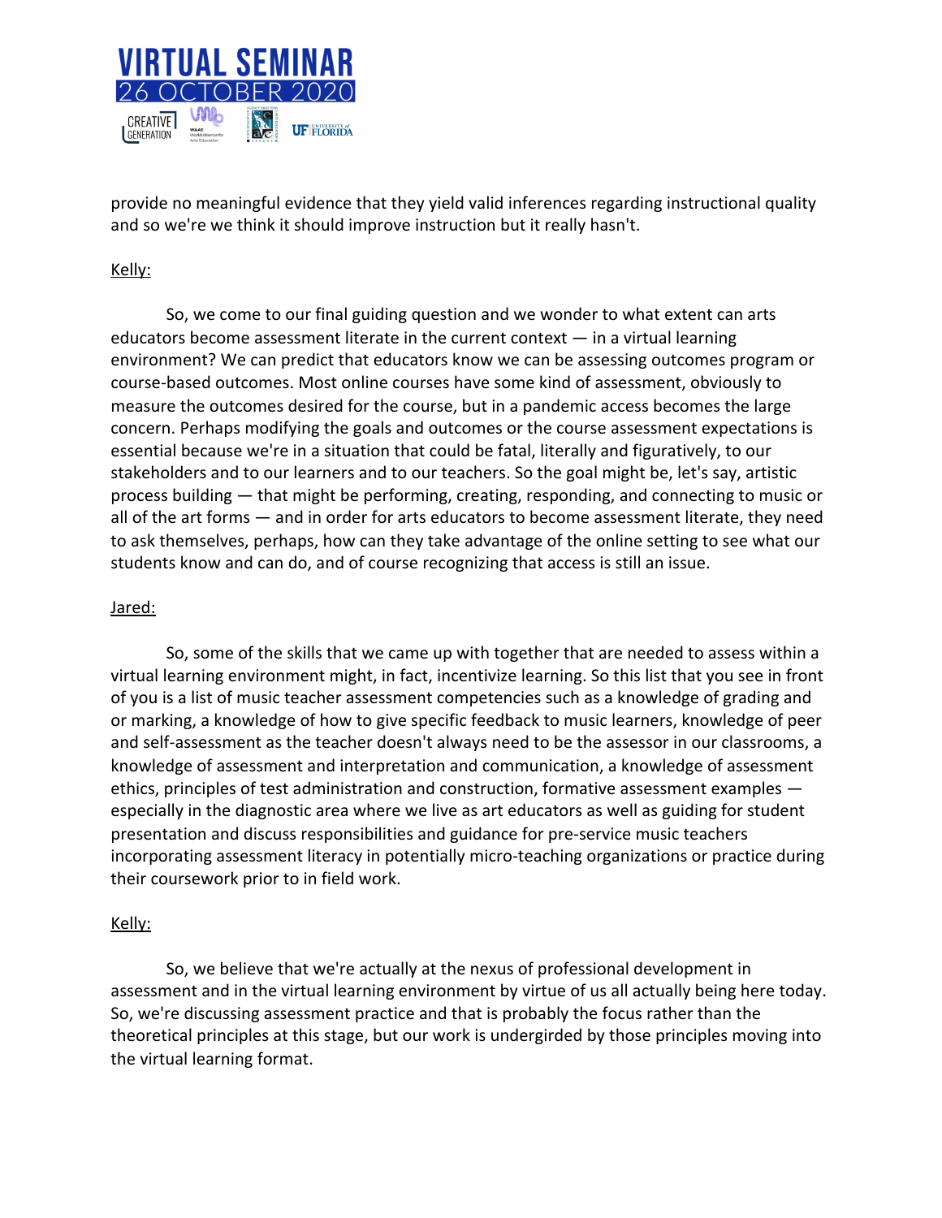provide no meaningful evidence that they yield valid inferences regarding instructional quality and so we're we think it should improve instruction but it really hasn't.

Kelly:

So, we come to our final guiding question and we wonder to what extent can arts educators become assessment literate in the current context — in a virtual learning environment? We can predict that educators know we can be assessing outcomes program or course-based outcomes. Most online courses have some kind of assessment, obviously to measure the outcomes desired for the course, but in a pandemic access becomes the large concern. Perhaps modifying the goals and outcomes or the course assessment expectations is essential because we're in a situation that could be fatal, literally and figuratively, to our stakeholders and to our learners and to our teachers. So the goal might be, let's say, artistic process building — that might be performing, creating, responding, and connecting to music or all of the art forms — and in order for arts educators to become assessment literate, they need to ask themselves, perhaps, how can they take advantage of the online setting to see what our students know and can do, and of course recognizing that access is still an issue.

Jared:

So, some of the skills that we came up with together that are needed to assess within a virtual learning environment might, in fact, incentivize learning. So this list that you see in front of you is a list of music teacher assessment competencies such as a knowledge of grading and or marking, a knowledge of how to give specific feedback to music learners, knowledge of peer and self-assessment as the teacher doesn't always need to be the assessor in our classrooms, a knowledge of assessment and interpretation and communication, a knowledge of assessment ethics, principles of test administration and construction, formative assessment examples — especially in the diagnostic area where we live as art educators as well as guiding for student presentation and discuss responsibilities and guidance for pre-service music teachers incorporating assessment literacy in potentially micro-teaching organizations or practice during their coursework prior to in field work.

Kelly:

So, we believe that we're actually at the nexus of professional development in assessment and in the virtual learning environment by virtue of us all actually being here today. So, we're discussing assessment practice and that is probably the focus rather than the theoretical principles at this stage, but our work is undergirded by those principles moving into the virtual learning format.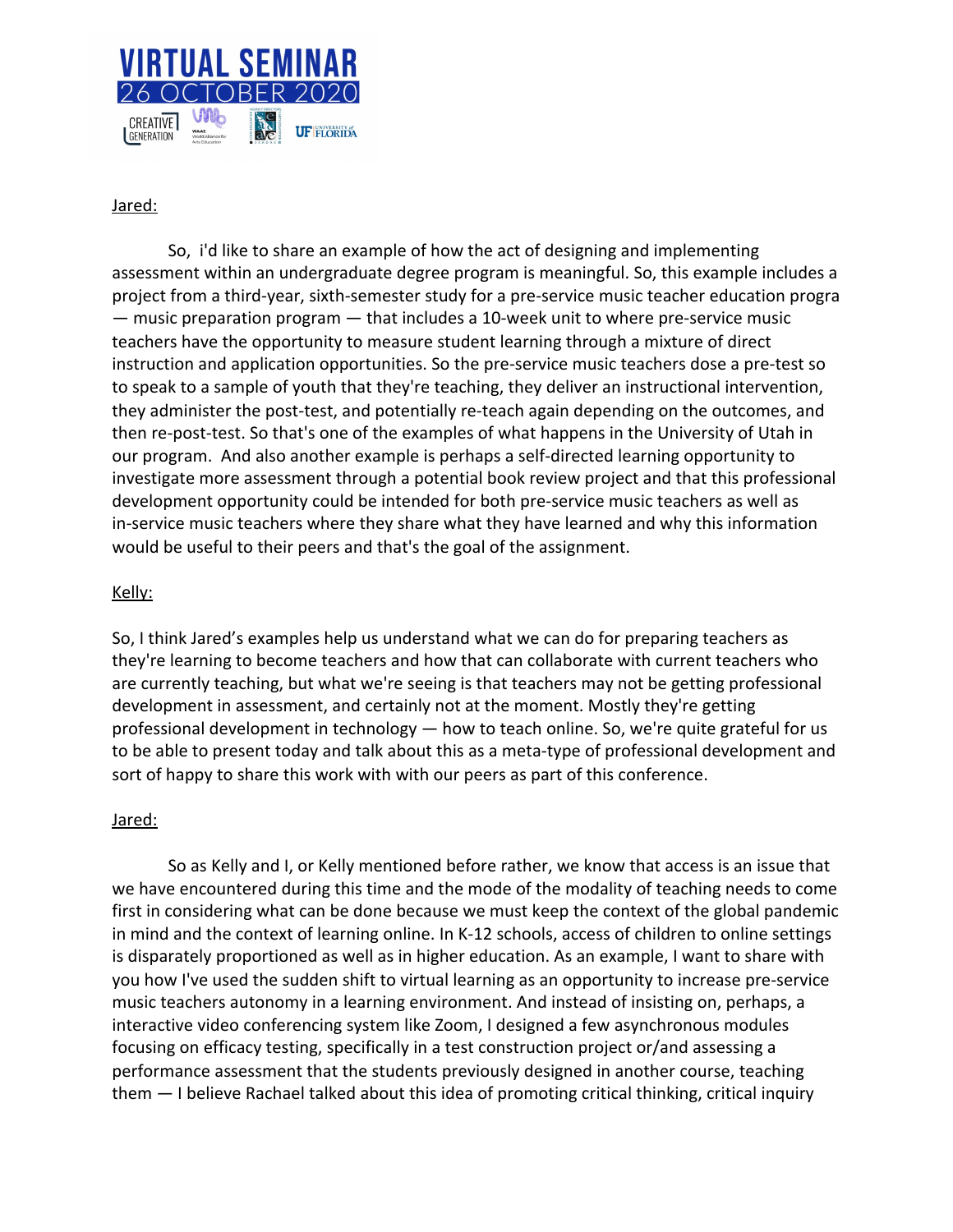Jared:

So, i'd like to share an example of how the act of designing and implementing assessment within an undergraduate degree program is meaningful. So, this example includes a project from a third-year, sixth-semester study for a pre-service music teacher education progra — music preparation program — that includes a 10-week unit to where pre-service music teachers have the opportunity to measure student learning through a mixture of direct instruction and application opportunities. So the pre-service music teachers dose a pre-test so to speak to a sample of youth that they're teaching, they deliver an instructional intervention, they administer the post-test, and potentially re-teach again depending on the outcomes, and then re-post-test. So that's one of the examples of what happens in the University of Utah in our program. And also another example is perhaps a self-directed learning opportunity to investigate more assessment through a potential book review project and that this professional development opportunity could be intended for both pre-service music teachers as well as in-service music teachers where they share what they have learned and why this information would be useful to their peers and that's the goal of the assignment.

Kelly:

So, I think Jared's examples help us understand what we can do for preparing teachers as they're learning to become teachers and how that can collaborate with current teachers who are currently teaching, but what we're seeing is that teachers may not be getting professional development in assessment, and certainly not at the moment. Mostly they're getting professional development in technology — how to teach online. So, we're quite grateful for us to be able to present today and talk about this as a meta-type of professional development and sort of happy to share this work with with our peers as part of this conference.

Jared:

So as Kelly and I, or Kelly mentioned before rather, we know that access is an issue that we have encountered during this time and the mode of the modality of teaching needs to come first in considering what can be done because we must keep the context of the global pandemic in mind and the context of learning online. In K-12 schools, access of children to online settings is disparately proportioned as well as in higher education. As an example, I want to share with you how I've used the sudden shift to virtual learning as an opportunity to increase pre-service music teachers autonomy in a learning environment. And instead of insisting on, perhaps, a interactive video conferencing system like Zoom, I designed a few asynchronous modules focusing on efficacy testing, specifically in a test construction project or/and assessing a performance assessment that the students previously designed in another course, teaching them — I believe Rachael talked about this idea of promoting critical thinking, critical inquiry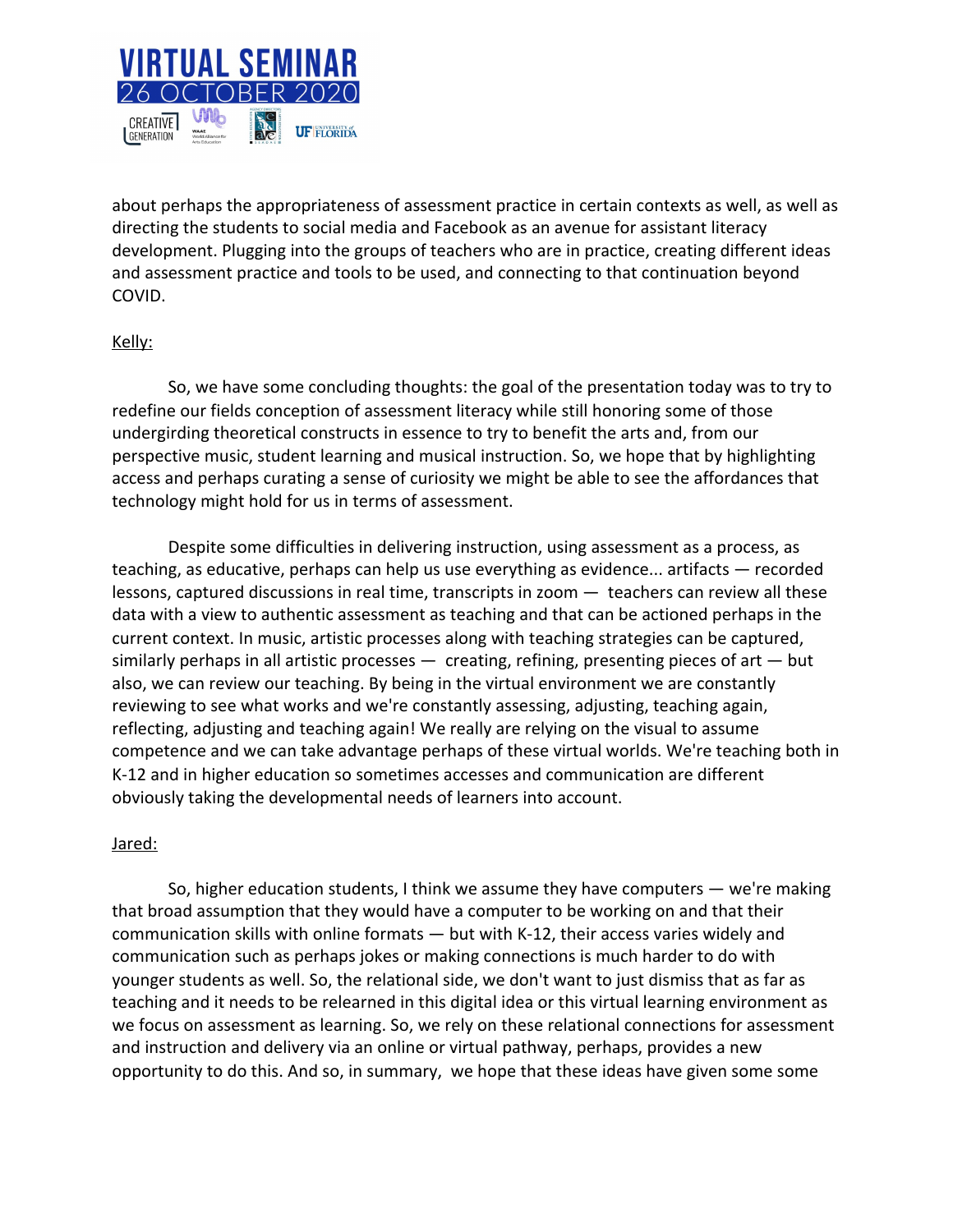about perhaps the appropriateness of assessment practice in certain contexts as well, as well as directing the students to social media and Facebook as an avenue for assistant literacy development. Plugging into the groups of teachers who are in practice, creating different ideas and assessment practice and tools to be used, and connecting to that continuation beyond COVID.

Kelly:

So, we have some concluding thoughts: the goal of the presentation today was to try to redefine our fields conception of assessment literacy while still honoring some of those undergirding theoretical constructs in essence to try to benefit the arts and, from our perspective music, student learning and musical instruction. So, we hope that by highlighting access and perhaps curating a sense of curiosity we might be able to see the affordances that technology might hold for us in terms of assessment.

Despite some difficulties in delivering instruction, using assessment as a process, as teaching, as educative, perhaps can help us use everything as evidence... artifacts — recorded lessons, captured discussions in real time, transcripts in zoom — teachers can review all these data with a view to authentic assessment as teaching and that can be actioned perhaps in the current context. In music, artistic processes along with teaching strategies can be captured, similarly perhaps in all artistic processes — creating, refining, presenting pieces of art — but also, we can review our teaching. By being in the virtual environment we are constantly reviewing to see what works and we're constantly assessing, adjusting, teaching again, reflecting, adjusting and teaching again! We really are relying on the visual to assume competence and we can take advantage perhaps of these virtual worlds. We're teaching both in K-12 and in higher education so sometimes accesses and communication are different obviously taking the developmental needs of learners into account.

Jared:

So, higher education students, I think we assume they have computers — we're making that broad assumption that they would have a computer to be working on and that their communication skills with online formats — but with K-12, their access varies widely and communication such as perhaps jokes or making connections is much harder to do with younger students as well. So, the relational side, we don't want to just dismiss that as far as teaching and it needs to be relearned in this digital idea or this virtual learning environment as we focus on assessment as learning. So, we rely on these relational connections for assessment and instruction and delivery via an online or virtual pathway, perhaps, provides a new opportunity to do this. And so, in summary, we hope that these ideas have given some some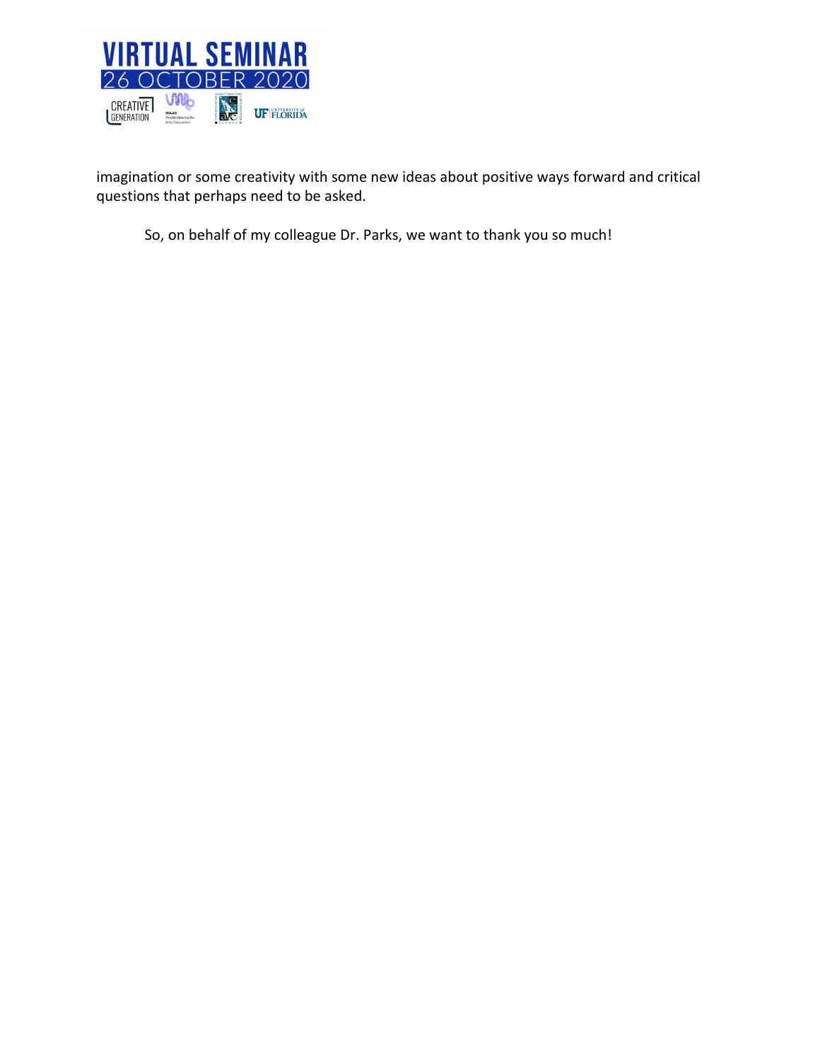imagination or some creativity with some new ideas about positive ways forward and critical questions that perhaps need to be asked.

So, on behalf of my colleague Dr. Parks, we want to thank you so much!